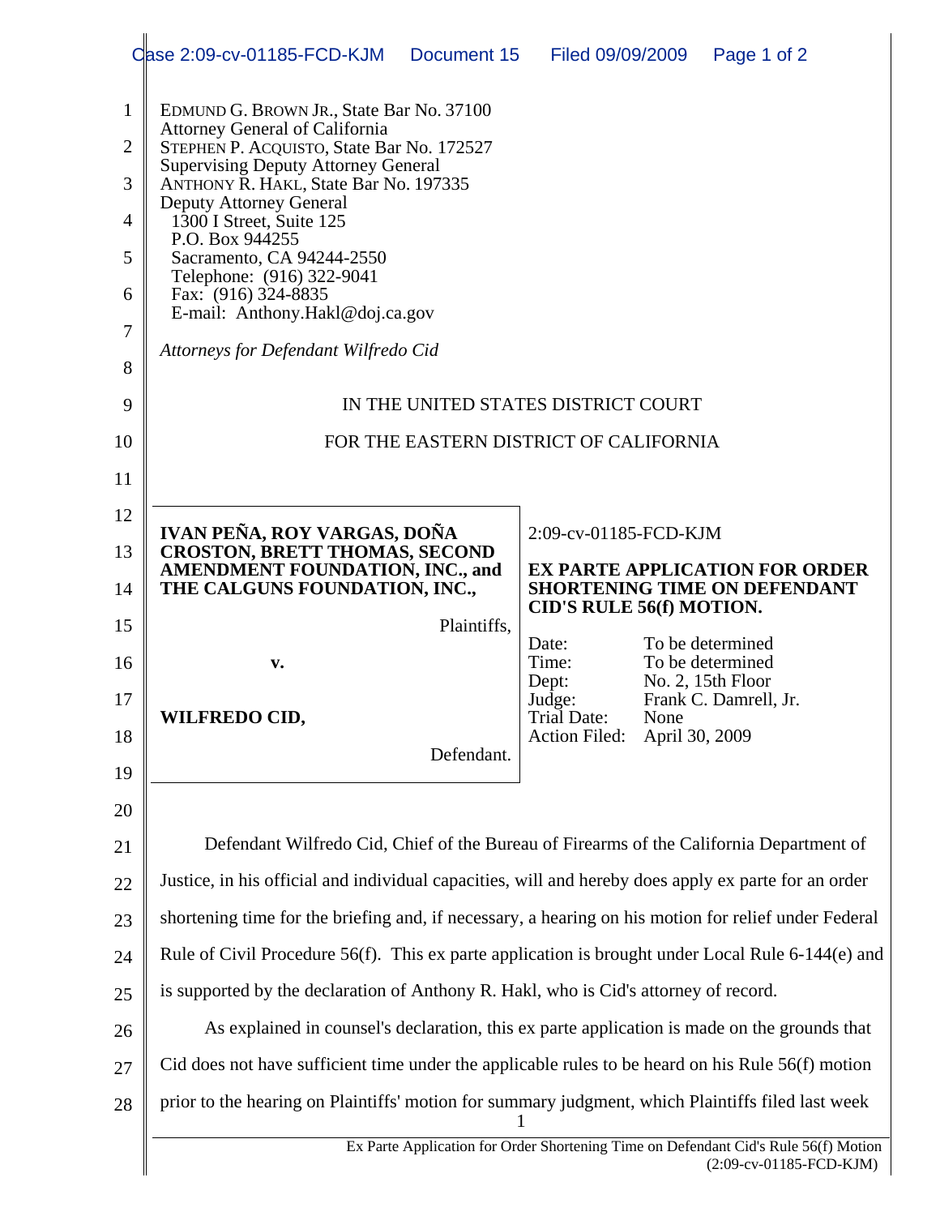EDMUND G. BROWN JR., State Bar No. 37100
Attorney General of California
STEPHEN P. ACQUISTO, State Bar No. 172527
Supervising Deputy Attorney General
ANTHONY R. HAKL, State Bar No. 197335
Deputy Attorney General
1300 I Street, Suite 125
P.O. Box 944255
Sacramento, CA 94244-2550
Telephone: (916) 322-9041
Fax: (916) 324-8835
E-mail: Anthony.Hakl@doj.ca.gov

*Attorneys for Defendant Wilfredo Cid*

IN THE UNITED STATES DISTRICT COURT

FOR THE EASTERN DISTRICT OF CALIFORNIA

| | |
|---|---|
| **IVAN PEÑA, ROY VARGAS, DOÑA CROSTON, BRETT THOMAS, SECOND AMENDMENT FOUNDATION, INC., and THE CALGUNS FOUNDATION, INC.,**<br><br>Plaintiffs,<br><br>**v.**<br><br>**WILFREDO CID,**<br><br>Defendant. | 2:09-cv-01185-FCD-KJM<br><br>**EX PARTE APPLICATION FOR ORDER SHORTENING TIME ON DEFENDANT CID'S RULE 56(f) MOTION.**<br><br>Date: To be determined<br>Time: To be determined<br>Dept: No. 2, 15th Floor<br>Judge: Frank C. Damrell, Jr.<br>Trial Date: None<br>Action Filed: April 30, 2009 |

Defendant Wilfredo Cid, Chief of the Bureau of Firearms of the California Department of Justice, in his official and individual capacities, will and hereby does apply ex parte for an order shortening time for the briefing and, if necessary, a hearing on his motion for relief under Federal Rule of Civil Procedure 56(f). This ex parte application is brought under Local Rule 6-144(e) and is supported by the declaration of Anthony R. Hakl, who is Cid's attorney of record.

As explained in counsel's declaration, this ex parte application is made on the grounds that Cid does not have sufficient time under the applicable rules to be heard on his Rule 56(f) motion prior to the hearing on Plaintiffs' motion for summary judgment, which Plaintiffs filed last week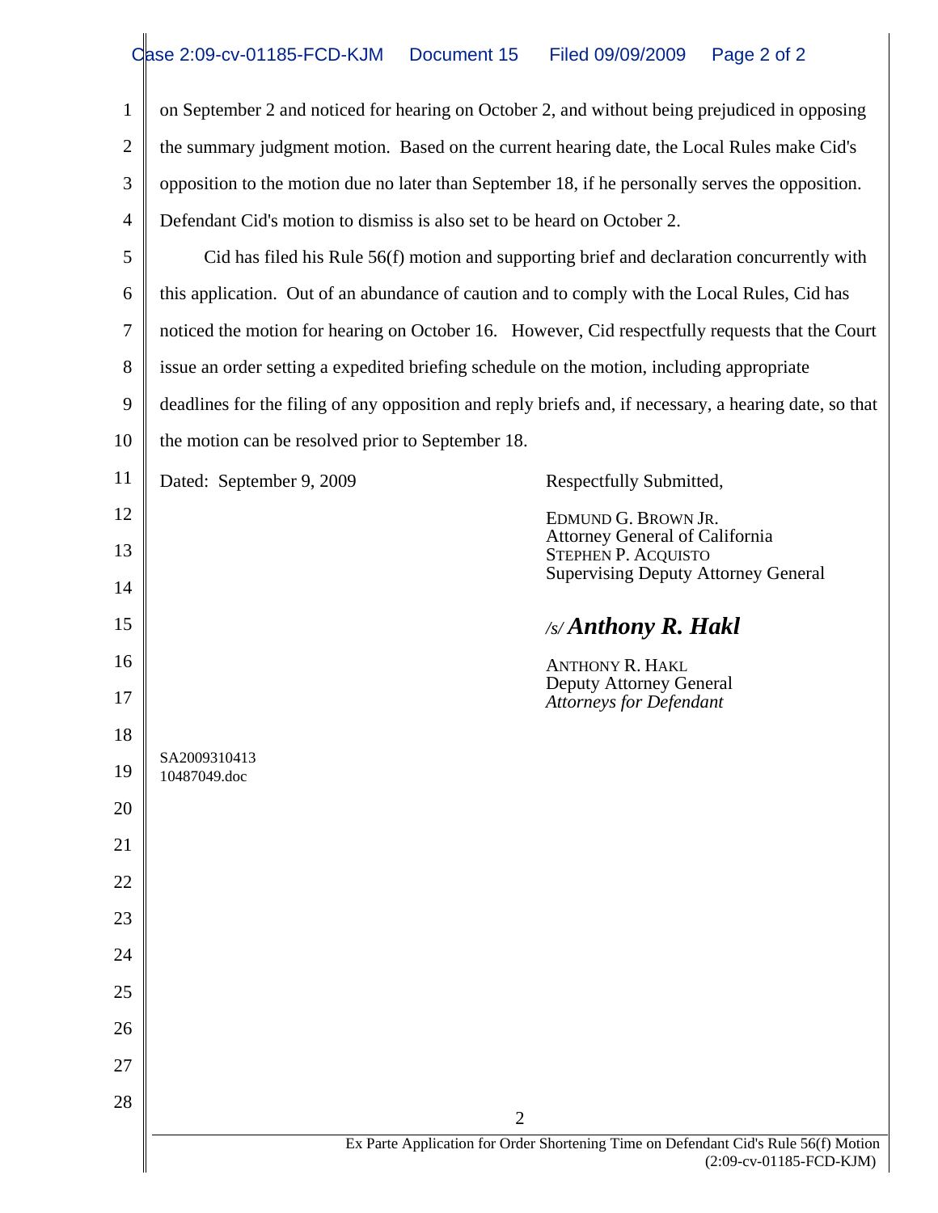on September 2 and noticed for hearing on October 2, and without being prejudiced in opposing the summary judgment motion. Based on the current hearing date, the Local Rules make Cid's opposition to the motion due no later than September 18, if he personally serves the opposition. Defendant Cid's motion to dismiss is also set to be heard on October 2.

Cid has filed his Rule 56(f) motion and supporting brief and declaration concurrently with this application. Out of an abundance of caution and to comply with the Local Rules, Cid has noticed the motion for hearing on October 16. However, Cid respectfully requests that the Court issue an order setting a expedited briefing schedule on the motion, including appropriate deadlines for the filing of any opposition and reply briefs and, if necessary, a hearing date, so that the motion can be resolved prior to September 18.

Dated: September 9, 2009

Respectfully Submitted,

EDMUND G. BROWN JR.
Attorney General of California
STEPHEN P. ACQUISTO
Supervising Deputy Attorney General

/s/ ***Anthony R. Hakl***

ANTHONY R. HAKL
Deputy Attorney General
*Attorneys for Defendant*

SA2009310413
10487049.doc

Ex Parte Application for Order Shortening Time on Defendant Cid's Rule 56(f) Motion (2:09-cv-01185-FCD-KJM)